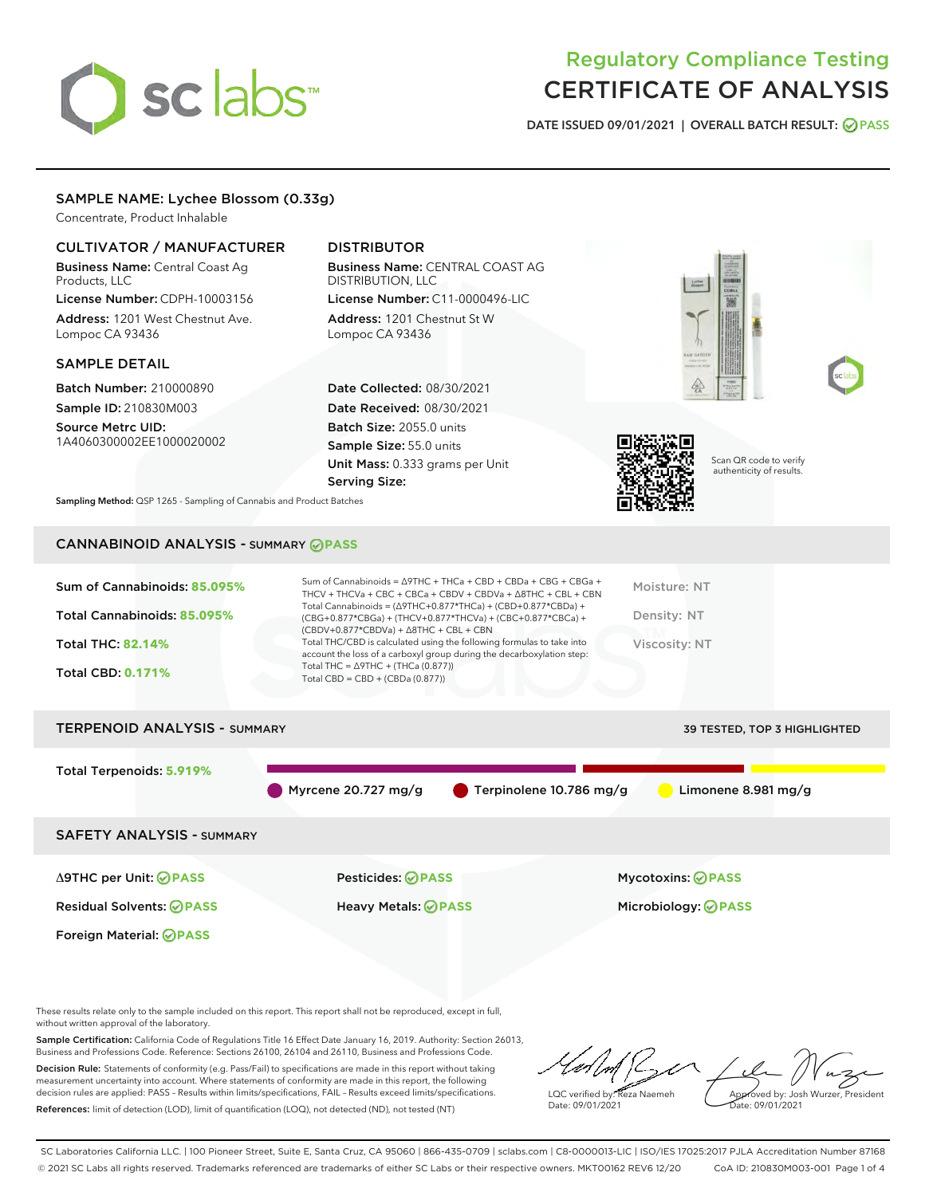# Regulatory Compliance Testing
# CERTIFICATE OF ANALYSIS

DATE ISSUED 09/01/2021 | OVERALL BATCH RESULT: PASS

## SAMPLE NAME: Lychee Blossom (0.33g)

Concentrate, Product Inhalable

### CULTIVATOR / MANUFACTURER

**Business Name:** Central Coast Ag Products, LLC

**License Number:** CDPH-10003156

**Address:** 1201 West Chestnut Ave. Lompoc CA 93436

### DISTRIBUTOR

**Business Name:** CENTRAL COAST AG DISTRIBUTION, LLC

**License Number:** C11-0000496-LIC

**Address:** 1201 Chestnut St W Lompoc CA 93436

### SAMPLE DETAIL

**Batch Number:** 210000890

**Sample ID:** 210830M003

**Source Metrc UID:** 1A4060300002EE1000020002

**Date Collected:** 08/30/2021

**Date Received:** 08/30/2021

**Batch Size:** 2055.0 units

**Sample Size:** 55.0 units

**Unit Mass:** 0.333 grams per Unit

**Serving Size:**

Scan QR code to verify authenticity of results.

**Sampling Method:** QSP 1265 - Sampling of Cannabis and Product Batches

## CANNABINOID ANALYSIS - SUMMARY PASS

**Sum of Cannabinoids:** 85.095%

**Total Cannabinoids:** 85.095%

**Total THC:** 82.14%

**Total CBD:** 0.171%

Sum of Cannabinoids = Δ9THC + THCa + CBD + CBDa + CBG + CBGa + THCV + THCVa + CBC + CBCa + CBDV + CBDVa + Δ8THC + CBL + CBN

Total Cannabinoids = (Δ9THC+0.877*THCa) + (CBD+0.877*CBDa) + (CBG+0.877*CBGa) + (THCV+0.877*THCVa) + (CBC+0.877*CBCa) + (CBDV+0.877*CBDVa) + Δ8THC + CBL + CBN

Total THC/CBD is calculated using the following formulas to take into account the loss of a carboxyl group during the decarboxylation step:

Total THC = Δ9THC + (THCa (0.877))

Total CBD = CBD + (CBDa (0.877))

Moisture: NT

Density: NT

Viscosity: NT

## TERPENOID ANALYSIS - SUMMARY

39 TESTED, TOP 3 HIGHLIGHTED

**Total Terpenoids:** 5.919%

Myrcene 20.727 mg/g | Terpinolene 10.786 mg/g | Limonene 8.981 mg/g

## SAFETY ANALYSIS - SUMMARY

| | | |
|---|---|---|
| Δ9THC per Unit: PASS | Pesticides: PASS | Mycotoxins: PASS |
| Residual Solvents: PASS | Heavy Metals: PASS | Microbiology: PASS |
| Foreign Material: PASS | | |

These results relate only to the sample included on this report. This report shall not be reproduced, except in full, without written approval of the laboratory.

**Sample Certification:** California Code of Regulations Title 16 Effect Date January 16, 2019. Authority: Section 26013, Business and Professions Code. Reference: Sections 26100, 26104 and 26110, Business and Professions Code.

**Decision Rule:** Statements of conformity (e.g. Pass/Fail) to specifications are made in this report without taking measurement uncertainty into account. Where statements of conformity are made in this report, the following decision rules are applied: PASS - Results within limits/specifications, FAIL - Results exceed limits/specifications.

**References:** limit of detection (LOD), limit of quantification (LOQ), not detected (ND), not tested (NT)

LQC verified by: Reza Naemeh
Date: 09/01/2021

Approved by: Josh Wurzer, President
Date: 09/01/2021

SC Laboratories California LLC. | 100 Pioneer Street, Suite E, Santa Cruz, CA 95060 | 866-435-0709 | sclabs.com | C8-0000013-LIC | ISO/IES 17025:2017 PJLA Accreditation Number 87168
© 2021 SC Labs all rights reserved. Trademarks referenced are trademarks of either SC Labs or their respective owners. MKT00162 REV6 12/20 CoA ID: 210830M003-001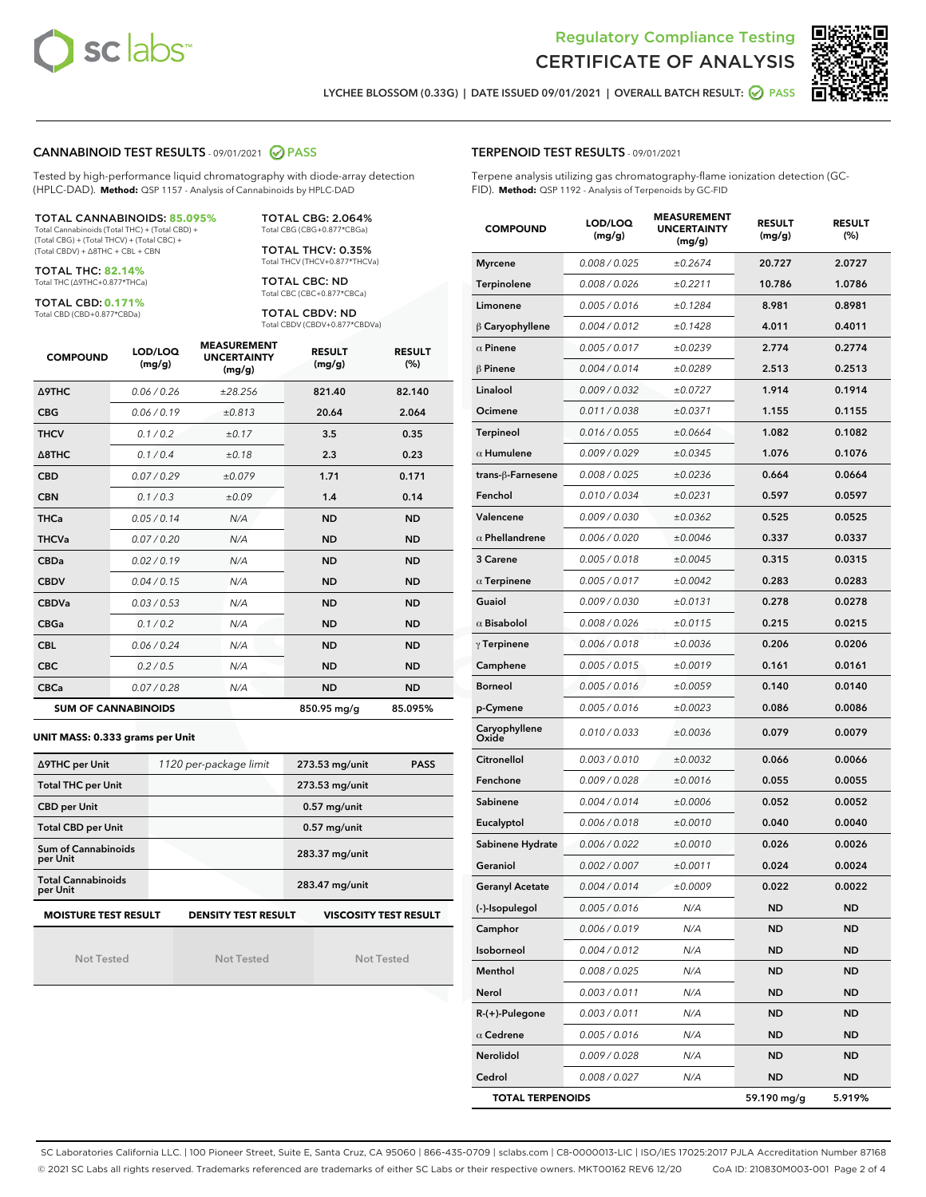LYCHEE BLOSSOM (0.33G) | DATE ISSUED 09/01/2021 | OVERALL BATCH RESULT: PASS

## CANNABINOID TEST RESULTS - 09/01/2021 PASS

Tested by high-performance liquid chromatography with diode-array detection (HPLC-DAD). **Method:** QSP 1157 - Analysis of Cannabinoids by HPLC-DAD

**TOTAL CANNABINOIDS: 85.095%**
Total Cannabinoids (Total THC) + (Total CBD) + (Total CBG) + (Total THCV) + (Total CBC) + (Total CBDV) + Δ8THC + CBL + CBN

**TOTAL THC: 82.14%**
Total THC (Δ9THC+0.877*THCa)

**TOTAL CBD: 0.171%**
Total CBD (CBD+0.877*CBDa)

**TOTAL CBG: 2.064%**
Total CBG (CBG+0.877*CBGa)

**TOTAL THCV: 0.35%**
Total THCV (THCV+0.877*THCVa)

**TOTAL CBC: ND**
Total CBC (CBC+0.877*CBCa)

**TOTAL CBDV: ND**
Total CBDV (CBDV+0.877*CBDVa)

| COMPOUND | LOD/LOQ (mg/g) | MEASUREMENT UNCERTAINTY (mg/g) | RESULT (mg/g) | RESULT (%) |
|---|---|---|---|---|
| Δ9THC | 0.06 / 0.26 | ±28.256 | 821.40 | 82.140 |
| CBG | 0.06 / 0.19 | ±0.813 | 20.64 | 2.064 |
| THCV | 0.1 / 0.2 | ±0.17 | 3.5 | 0.35 |
| Δ8THC | 0.1 / 0.4 | ±0.18 | 2.3 | 0.23 |
| CBD | 0.07 / 0.29 | ±0.079 | 1.71 | 0.171 |
| CBN | 0.1 / 0.3 | ±0.09 | 1.4 | 0.14 |
| THCa | 0.05 / 0.14 | N/A | ND | ND |
| THCVa | 0.07 / 0.20 | N/A | ND | ND |
| CBDa | 0.02 / 0.19 | N/A | ND | ND |
| CBDV | 0.04 / 0.15 | N/A | ND | ND |
| CBDVa | 0.03 / 0.53 | N/A | ND | ND |
| CBGa | 0.1 / 0.2 | N/A | ND | ND |
| CBL | 0.06 / 0.24 | N/A | ND | ND |
| CBC | 0.2 / 0.5 | N/A | ND | ND |
| CBCa | 0.07 / 0.28 | N/A | ND | ND |
| **SUM OF CANNABINOIDS** | | | 850.95 mg/g | 85.095% |

### UNIT MASS: 0.333 grams per Unit

| Δ9THC per Unit | 1120 per-package limit | 273.53 mg/unit | PASS |
|---|---|---|---|
| Total THC per Unit | | 273.53 mg/unit | |
| CBD per Unit | | 0.57 mg/unit | |
| Total CBD per Unit | | 0.57 mg/unit | |
| Sum of Cannabinoids per Unit | | 283.37 mg/unit | |
| Total Cannabinoids per Unit | | 283.47 mg/unit | |

| MOISTURE TEST RESULT | DENSITY TEST RESULT | VISCOSITY TEST RESULT |
|---|---|---|
| Not Tested | Not Tested | Not Tested |

## TERPENOID TEST RESULTS - 09/01/2021

Terpene analysis utilizing gas chromatography-flame ionization detection (GC-FID). **Method:** QSP 1192 - Analysis of Terpenoids by GC-FID

| COMPOUND | LOD/LOQ (mg/g) | MEASUREMENT UNCERTAINTY (mg/g) | RESULT (mg/g) | RESULT (%) |
|---|---|---|---|---|
| Myrcene | 0.008 / 0.025 | ±0.2674 | 20.727 | 2.0727 |
| Terpinolene | 0.008 / 0.026 | ±0.2211 | 10.786 | 1.0786 |
| Limonene | 0.005 / 0.016 | ±0.1284 | 8.981 | 0.8981 |
| β Caryophyllene | 0.004 / 0.012 | ±0.1428 | 4.011 | 0.4011 |
| α Pinene | 0.005 / 0.017 | ±0.0239 | 2.774 | 0.2774 |
| β Pinene | 0.004 / 0.014 | ±0.0289 | 2.513 | 0.2513 |
| Linalool | 0.009 / 0.032 | ±0.0727 | 1.914 | 0.1914 |
| Ocimene | 0.011 / 0.038 | ±0.0371 | 1.155 | 0.1155 |
| Terpineol | 0.016 / 0.055 | ±0.0664 | 1.082 | 0.1082 |
| α Humulene | 0.009 / 0.029 | ±0.0345 | 1.076 | 0.1076 |
| trans-β-Farnesene | 0.008 / 0.025 | ±0.0236 | 0.664 | 0.0664 |
| Fenchol | 0.010 / 0.034 | ±0.0231 | 0.597 | 0.0597 |
| Valencene | 0.009 / 0.030 | ±0.0362 | 0.525 | 0.0525 |
| α Phellandrene | 0.006 / 0.020 | ±0.0046 | 0.337 | 0.0337 |
| 3 Carene | 0.005 / 0.018 | ±0.0045 | 0.315 | 0.0315 |
| α Terpinene | 0.005 / 0.017 | ±0.0042 | 0.283 | 0.0283 |
| Guaiol | 0.009 / 0.030 | ±0.0131 | 0.278 | 0.0278 |
| α Bisabolol | 0.008 / 0.026 | ±0.0115 | 0.215 | 0.0215 |
| γ Terpinene | 0.006 / 0.018 | ±0.0036 | 0.206 | 0.0206 |
| Camphene | 0.005 / 0.015 | ±0.0019 | 0.161 | 0.0161 |
| Borneol | 0.005 / 0.016 | ±0.0059 | 0.140 | 0.0140 |
| p-Cymene | 0.005 / 0.016 | ±0.0023 | 0.086 | 0.0086 |
| Caryophyllene Oxide | 0.010 / 0.033 | ±0.0036 | 0.079 | 0.0079 |
| Citronellol | 0.003 / 0.010 | ±0.0032 | 0.066 | 0.0066 |
| Fenchone | 0.009 / 0.028 | ±0.0016 | 0.055 | 0.0055 |
| Sabinene | 0.004 / 0.014 | ±0.0006 | 0.052 | 0.0052 |
| Eucalyptol | 0.006 / 0.018 | ±0.0010 | 0.040 | 0.0040 |
| Sabinene Hydrate | 0.006 / 0.022 | ±0.0010 | 0.026 | 0.0026 |
| Geraniol | 0.002 / 0.007 | ±0.0011 | 0.024 | 0.0024 |
| Geranyl Acetate | 0.004 / 0.014 | ±0.0009 | 0.022 | 0.0022 |
| (-)-Isopulegol | 0.005 / 0.016 | N/A | ND | ND |
| Camphor | 0.006 / 0.019 | N/A | ND | ND |
| Isoborneol | 0.004 / 0.012 | N/A | ND | ND |
| Menthol | 0.008 / 0.025 | N/A | ND | ND |
| Nerol | 0.003 / 0.011 | N/A | ND | ND |
| R-(+)-Pulegone | 0.003 / 0.011 | N/A | ND | ND |
| α Cedrene | 0.005 / 0.016 | N/A | ND | ND |
| Nerolidol | 0.009 / 0.028 | N/A | ND | ND |
| Cedrol | 0.008 / 0.027 | N/A | ND | ND |
| **TOTAL TERPENOIDS** | | | 59.190 mg/g | 5.919% |

SC Laboratories California LLC. | 100 Pioneer Street, Suite E, Santa Cruz, CA 95060 | 866-435-0709 | sclabs.com | C8-0000013-LIC | ISO/IES 17025:2017 PJLA Accreditation Number 87168
© 2021 SC Labs all rights reserved. Trademarks referenced are trademarks of either SC Labs or their respective owners. MKT00162 REV6 12/20 CoA ID: 210830M003-001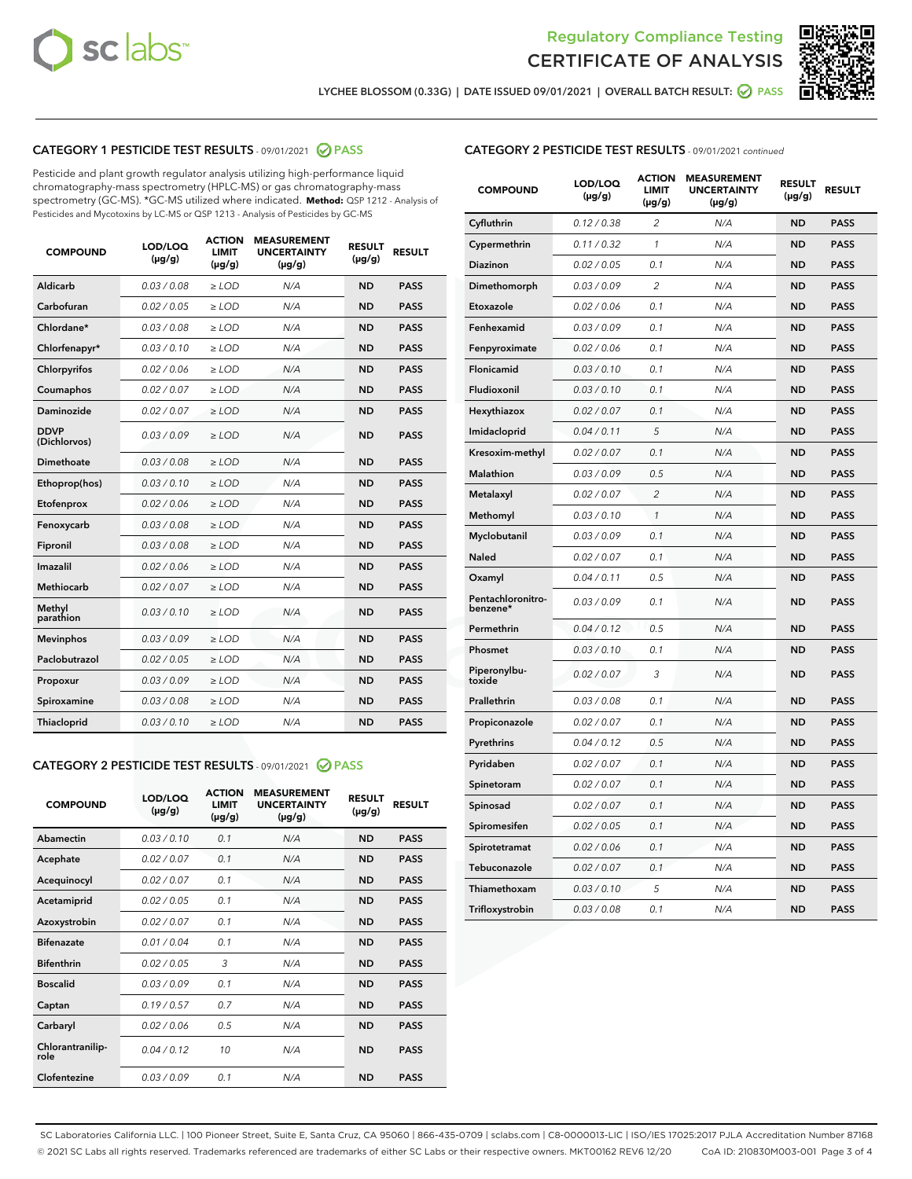# Regulatory Compliance Testing
# CERTIFICATE OF ANALYSIS

LYCHEE BLOSSOM (0.33G) | DATE ISSUED 09/01/2021 | OVERALL BATCH RESULT: PASS

## CATEGORY 1 PESTICIDE TEST RESULTS - 09/01/2021 PASS

Pesticide and plant growth regulator analysis utilizing high-performance liquid chromatography-mass spectrometry (HPLC-MS) or gas chromatography-mass spectrometry (GC-MS). *GC-MS utilized where indicated. **Method:** QSP 1212 - Analysis of Pesticides and Mycotoxins by LC-MS or QSP 1213 - Analysis of Pesticides by GC-MS

| COMPOUND | LOD/LOQ (µg/g) | ACTION LIMIT (µg/g) | MEASUREMENT UNCERTAINTY (µg/g) | RESULT (µg/g) | RESULT |
|---|---|---|---|---|---|
| Aldicarb | 0.03 / 0.08 | ≥ LOD | N/A | ND | PASS |
| Carbofuran | 0.02 / 0.05 | ≥ LOD | N/A | ND | PASS |
| Chlordane* | 0.03 / 0.08 | ≥ LOD | N/A | ND | PASS |
| Chlorfenapyr* | 0.03 / 0.10 | ≥ LOD | N/A | ND | PASS |
| Chlorpyrifos | 0.02 / 0.06 | ≥ LOD | N/A | ND | PASS |
| Coumaphos | 0.02 / 0.07 | ≥ LOD | N/A | ND | PASS |
| Daminozide | 0.02 / 0.07 | ≥ LOD | N/A | ND | PASS |
| DDVP (Dichlorvos) | 0.03 / 0.09 | ≥ LOD | N/A | ND | PASS |
| Dimethoate | 0.03 / 0.08 | ≥ LOD | N/A | ND | PASS |
| Ethoprop(hos) | 0.03 / 0.10 | ≥ LOD | N/A | ND | PASS |
| Etofenprox | 0.02 / 0.06 | ≥ LOD | N/A | ND | PASS |
| Fenoxycarb | 0.03 / 0.08 | ≥ LOD | N/A | ND | PASS |
| Fipronil | 0.03 / 0.08 | ≥ LOD | N/A | ND | PASS |
| Imazalil | 0.02 / 0.06 | ≥ LOD | N/A | ND | PASS |
| Methiocarb | 0.02 / 0.07 | ≥ LOD | N/A | ND | PASS |
| Methyl parathion | 0.03 / 0.10 | ≥ LOD | N/A | ND | PASS |
| Mevinphos | 0.03 / 0.09 | ≥ LOD | N/A | ND | PASS |
| Paclobutrazol | 0.02 / 0.05 | ≥ LOD | N/A | ND | PASS |
| Propoxur | 0.03 / 0.09 | ≥ LOD | N/A | ND | PASS |
| Spiroxamine | 0.03 / 0.08 | ≥ LOD | N/A | ND | PASS |
| Thiacloprid | 0.03 / 0.10 | ≥ LOD | N/A | ND | PASS |

## CATEGORY 2 PESTICIDE TEST RESULTS - 09/01/2021 PASS

| COMPOUND | LOD/LOQ (µg/g) | ACTION LIMIT (µg/g) | MEASUREMENT UNCERTAINTY (µg/g) | RESULT (µg/g) | RESULT |
|---|---|---|---|---|---|
| Abamectin | 0.03 / 0.10 | 0.1 | N/A | ND | PASS |
| Acephate | 0.02 / 0.07 | 0.1 | N/A | ND | PASS |
| Acequinocyl | 0.02 / 0.07 | 0.1 | N/A | ND | PASS |
| Acetamiprid | 0.02 / 0.05 | 0.1 | N/A | ND | PASS |
| Azoxystrobin | 0.02 / 0.07 | 0.1 | N/A | ND | PASS |
| Bifenazate | 0.01 / 0.04 | 0.1 | N/A | ND | PASS |
| Bifenthrin | 0.02 / 0.05 | 3 | N/A | ND | PASS |
| Boscalid | 0.03 / 0.09 | 0.1 | N/A | ND | PASS |
| Captan | 0.19 / 0.57 | 0.7 | N/A | ND | PASS |
| Carbaryl | 0.02 / 0.06 | 0.5 | N/A | ND | PASS |
| Chlorantraniliprole | 0.04 / 0.12 | 10 | N/A | ND | PASS |
| Clofentezine | 0.03 / 0.09 | 0.1 | N/A | ND | PASS |
| Cyfluthrin | 0.12 / 0.38 | 2 | N/A | ND | PASS |
| Cypermethrin | 0.11 / 0.32 | 1 | N/A | ND | PASS |
| Diazinon | 0.02 / 0.05 | 0.1 | N/A | ND | PASS |
| Dimethomorph | 0.03 / 0.09 | 2 | N/A | ND | PASS |
| Etoxazole | 0.02 / 0.06 | 0.1 | N/A | ND | PASS |
| Fenhexamid | 0.03 / 0.09 | 0.1 | N/A | ND | PASS |
| Fenpyroximate | 0.02 / 0.06 | 0.1 | N/A | ND | PASS |
| Flonicamid | 0.03 / 0.10 | 0.1 | N/A | ND | PASS |
| Fludioxonil | 0.03 / 0.10 | 0.1 | N/A | ND | PASS |
| Hexythiazox | 0.02 / 0.07 | 0.1 | N/A | ND | PASS |
| Imidacloprid | 0.04 / 0.11 | 5 | N/A | ND | PASS |
| Kresoxim-methyl | 0.02 / 0.07 | 0.1 | N/A | ND | PASS |
| Malathion | 0.03 / 0.09 | 0.5 | N/A | ND | PASS |
| Metalaxyl | 0.02 / 0.07 | 2 | N/A | ND | PASS |
| Methomyl | 0.03 / 0.10 | 1 | N/A | ND | PASS |
| Myclobutanil | 0.03 / 0.09 | 0.1 | N/A | ND | PASS |
| Naled | 0.02 / 0.07 | 0.1 | N/A | ND | PASS |
| Oxamyl | 0.04 / 0.11 | 0.5 | N/A | ND | PASS |
| Pentachloronitrobenzene* | 0.03 / 0.09 | 0.1 | N/A | ND | PASS |
| Permethrin | 0.04 / 0.12 | 0.5 | N/A | ND | PASS |
| Phosmet | 0.03 / 0.10 | 0.1 | N/A | ND | PASS |
| Piperonylbutoxide | 0.02 / 0.07 | 3 | N/A | ND | PASS |
| Prallethrin | 0.03 / 0.08 | 0.1 | N/A | ND | PASS |
| Propiconazole | 0.02 / 0.07 | 0.1 | N/A | ND | PASS |
| Pyrethrins | 0.04 / 0.12 | 0.5 | N/A | ND | PASS |
| Pyridaben | 0.02 / 0.07 | 0.1 | N/A | ND | PASS |
| Spinetoram | 0.02 / 0.07 | 0.1 | N/A | ND | PASS |
| Spinosad | 0.02 / 0.07 | 0.1 | N/A | ND | PASS |
| Spiromesifen | 0.02 / 0.05 | 0.1 | N/A | ND | PASS |
| Spirotetramat | 0.02 / 0.06 | 0.1 | N/A | ND | PASS |
| Tebuconazole | 0.02 / 0.07 | 0.1 | N/A | ND | PASS |
| Thiamethoxam | 0.03 / 0.10 | 5 | N/A | ND | PASS |
| Trifloxystrobin | 0.03 / 0.08 | 0.1 | N/A | ND | PASS |

SC Laboratories California LLC. | 100 Pioneer Street, Suite E, Santa Cruz, CA 95060 | 866-435-0709 | sclabs.com | C8-0000013-LIC | ISO/IES 17025:2017 PJLA Accreditation Number 87168
© 2021 SC Labs all rights reserved. Trademarks referenced are trademarks of either SC Labs or their respective owners. MKT00162 REV6 12/20 CoA ID: 210830M003-001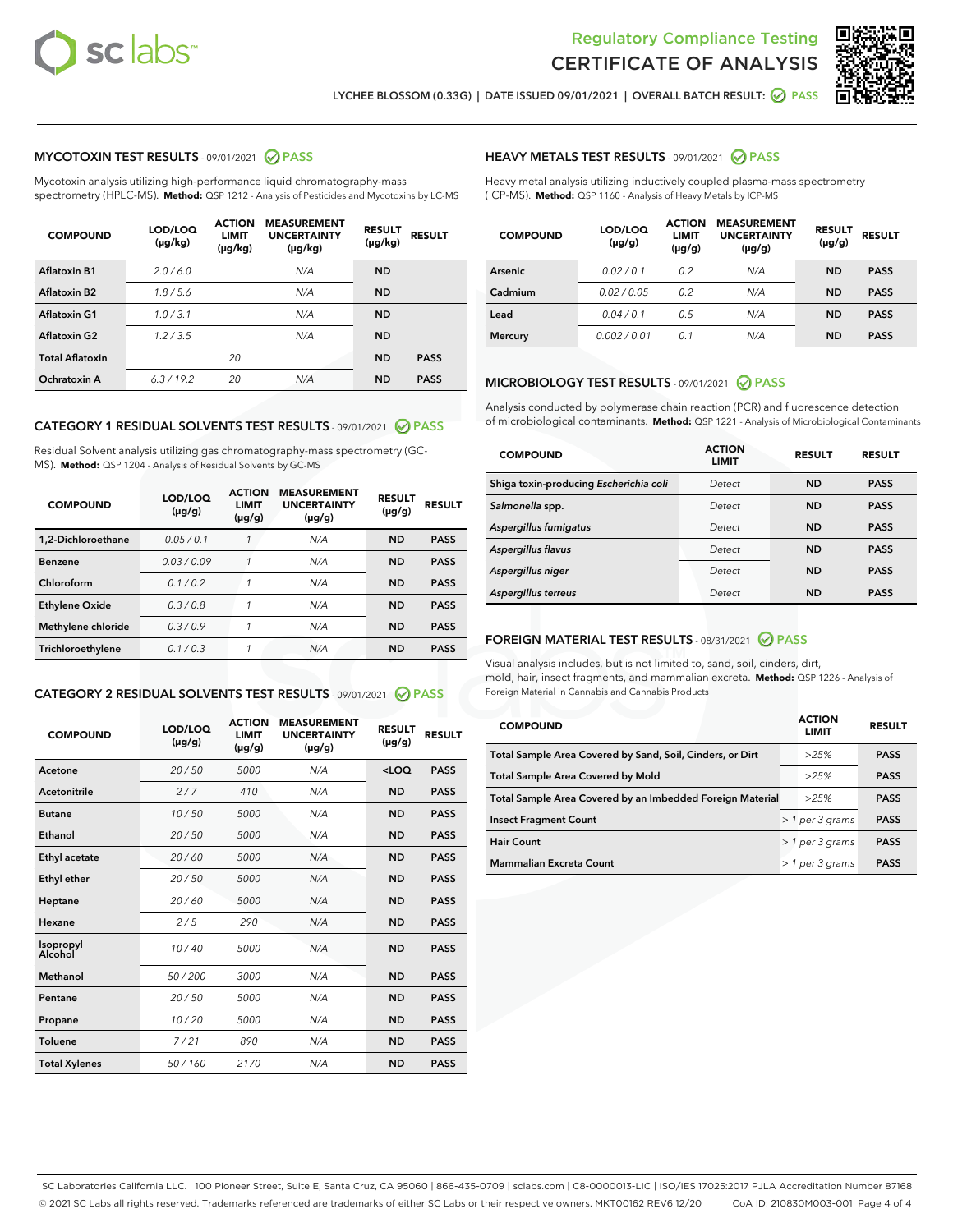Regulatory Compliance Testing
CERTIFICATE OF ANALYSIS

LYCHEE BLOSSOM (0.33G) | DATE ISSUED 09/01/2021 | OVERALL BATCH RESULT: PASS

## MYCOTOXIN TEST RESULTS - 09/01/2021 PASS

Mycotoxin analysis utilizing high-performance liquid chromatography-mass spectrometry (HPLC-MS). **Method:** QSP 1212 - Analysis of Pesticides and Mycotoxins by LC-MS

| COMPOUND | LOD/LOQ (µg/kg) | ACTION LIMIT (µg/kg) | MEASUREMENT UNCERTAINTY (µg/kg) | RESULT (µg/kg) | RESULT |
|---|---|---|---|---|---|
| Aflatoxin B1 | 2.0 / 6.0 | | N/A | ND | |
| Aflatoxin B2 | 1.8 / 5.6 | | N/A | ND | |
| Aflatoxin G1 | 1.0 / 3.1 | | N/A | ND | |
| Aflatoxin G2 | 1.2 / 3.5 | | N/A | ND | |
| Total Aflatoxin | | 20 | | ND | PASS |
| Ochratoxin A | 6.3 / 19.2 | 20 | N/A | ND | PASS |

## CATEGORY 1 RESIDUAL SOLVENTS TEST RESULTS - 09/01/2021 PASS

Residual Solvent analysis utilizing gas chromatography-mass spectrometry (GC-MS). **Method:** QSP 1204 - Analysis of Residual Solvents by GC-MS

| COMPOUND | LOD/LOQ (µg/g) | ACTION LIMIT (µg/g) | MEASUREMENT UNCERTAINTY (µg/g) | RESULT (µg/g) | RESULT |
|---|---|---|---|---|---|
| 1,2-Dichloroethane | 0.05 / 0.1 | 1 | N/A | ND | PASS |
| Benzene | 0.03 / 0.09 | 1 | N/A | ND | PASS |
| Chloroform | 0.1 / 0.2 | 1 | N/A | ND | PASS |
| Ethylene Oxide | 0.3 / 0.8 | 1 | N/A | ND | PASS |
| Methylene chloride | 0.3 / 0.9 | 1 | N/A | ND | PASS |
| Trichloroethylene | 0.1 / 0.3 | 1 | N/A | ND | PASS |

## CATEGORY 2 RESIDUAL SOLVENTS TEST RESULTS - 09/01/2021 PASS

| COMPOUND | LOD/LOQ (µg/g) | ACTION LIMIT (µg/g) | MEASUREMENT UNCERTAINTY (µg/g) | RESULT (µg/g) | RESULT |
|---|---|---|---|---|---|
| Acetone | 20 / 50 | 5000 | N/A | <LOQ | PASS |
| Acetonitrile | 2 / 7 | 410 | N/A | ND | PASS |
| Butane | 10 / 50 | 5000 | N/A | ND | PASS |
| Ethanol | 20 / 50 | 5000 | N/A | ND | PASS |
| Ethyl acetate | 20 / 60 | 5000 | N/A | ND | PASS |
| Ethyl ether | 20 / 50 | 5000 | N/A | ND | PASS |
| Heptane | 20 / 60 | 5000 | N/A | ND | PASS |
| Hexane | 2 / 5 | 290 | N/A | ND | PASS |
| Isopropyl Alcohol | 10 / 40 | 5000 | N/A | ND | PASS |
| Methanol | 50 / 200 | 3000 | N/A | ND | PASS |
| Pentane | 20 / 50 | 5000 | N/A | ND | PASS |
| Propane | 10 / 20 | 5000 | N/A | ND | PASS |
| Toluene | 7 / 21 | 890 | N/A | ND | PASS |
| Total Xylenes | 50 / 160 | 2170 | N/A | ND | PASS |

## HEAVY METALS TEST RESULTS - 09/01/2021 PASS

Heavy metal analysis utilizing inductively coupled plasma-mass spectrometry (ICP-MS). **Method:** QSP 1160 - Analysis of Heavy Metals by ICP-MS

| COMPOUND | LOD/LOQ (µg/g) | ACTION LIMIT (µg/g) | MEASUREMENT UNCERTAINTY (µg/g) | RESULT (µg/g) | RESULT |
|---|---|---|---|---|---|
| Arsenic | 0.02 / 0.1 | 0.2 | N/A | ND | PASS |
| Cadmium | 0.02 / 0.05 | 0.2 | N/A | ND | PASS |
| Lead | 0.04 / 0.1 | 0.5 | N/A | ND | PASS |
| Mercury | 0.002 / 0.01 | 0.1 | N/A | ND | PASS |

## MICROBIOLOGY TEST RESULTS - 09/01/2021 PASS

Analysis conducted by polymerase chain reaction (PCR) and fluorescence detection of microbiological contaminants. **Method:** QSP 1221 - Analysis of Microbiological Contaminants

| COMPOUND | ACTION LIMIT | RESULT | RESULT |
|---|---|---|---|
| Shiga toxin-producing *Escherichia coli* | Detect | ND | PASS |
| *Salmonella* spp. | Detect | ND | PASS |
| *Aspergillus fumigatus* | Detect | ND | PASS |
| *Aspergillus flavus* | Detect | ND | PASS |
| *Aspergillus niger* | Detect | ND | PASS |
| *Aspergillus terreus* | Detect | ND | PASS |

## FOREIGN MATERIAL TEST RESULTS - 08/31/2021 PASS

Visual analysis includes, but is not limited to, sand, soil, cinders, dirt, mold, hair, insect fragments, and mammalian excreta. **Method:** QSP 1226 - Analysis of Foreign Material in Cannabis and Cannabis Products

| COMPOUND | ACTION LIMIT | RESULT |
|---|---|---|
| Total Sample Area Covered by Sand, Soil, Cinders, or Dirt | >25% | PASS |
| Total Sample Area Covered by Mold | >25% | PASS |
| Total Sample Area Covered by an Imbedded Foreign Material | >25% | PASS |
| Insect Fragment Count | > 1 per 3 grams | PASS |
| Hair Count | > 1 per 3 grams | PASS |
| Mammalian Excreta Count | > 1 per 3 grams | PASS |

SC Laboratories California LLC. | 100 Pioneer Street, Suite E, Santa Cruz, CA 95060 | 866-435-0709 | sclabs.com | C8-0000013-LIC | ISO/IES 17025:2017 PJLA Accreditation Number 87168
© 2021 SC Labs all rights reserved. Trademarks referenced are trademarks of either SC Labs or their respective owners. MKT00162 REV6 12/20 CoA ID: 210830M003-001